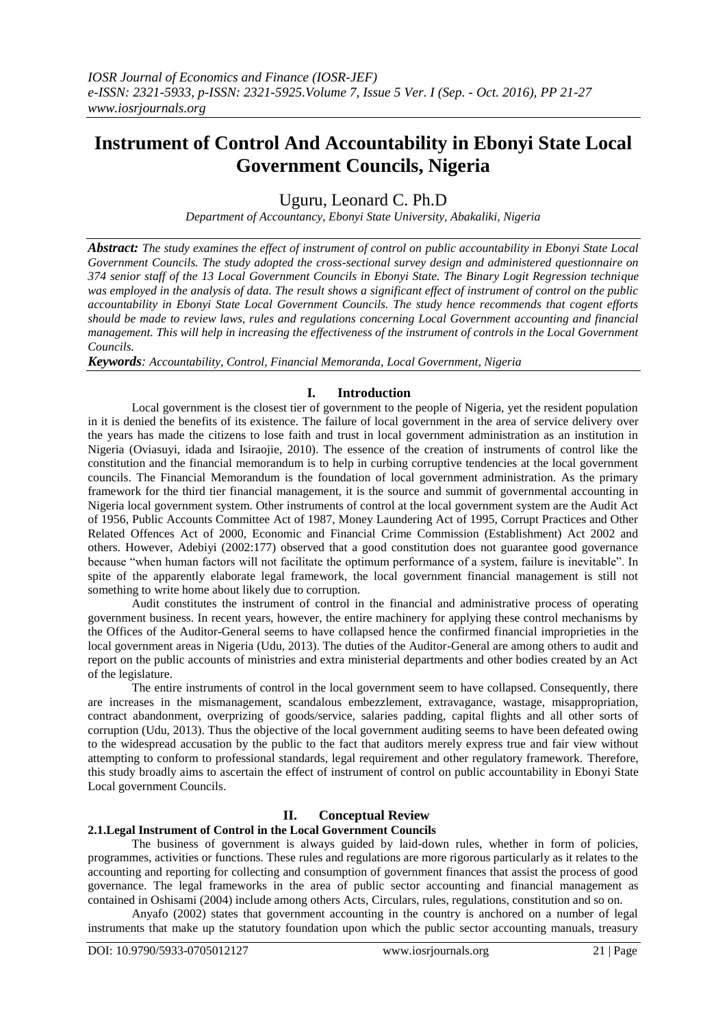# Instrument of Control And Accountability in Ebonyi State Local Government Councils, Nigeria

Uguru, Leonard C. Ph.D

*Department of Accountancy, Ebonyi State University, Abakaliki, Nigeria*

***Abstract:*** *The study examines the effect of instrument of control on public accountability in Ebonyi State Local Government Councils. The study adopted the cross-sectional survey design and administered questionnaire on 374 senior staff of the 13 Local Government Councils in Ebonyi State. The Binary Logit Regression technique was employed in the analysis of data. The result shows a significant effect of instrument of control on the public accountability in Ebonyi State Local Government Councils. The study hence recommends that cogent efforts should be made to review laws, rules and regulations concerning Local Government accounting and financial management. This will help in increasing the effectiveness of the instrument of controls in the Local Government Councils.*

***Keywords****: Accountability, Control, Financial Memoranda, Local Government, Nigeria*

## I. Introduction

Local government is the closest tier of government to the people of Nigeria, yet the resident population in it is denied the benefits of its existence. The failure of local government in the area of service delivery over the years has made the citizens to lose faith and trust in local government administration as an institution in Nigeria (Oviasuyi, idada and Isiraojie, 2010). The essence of the creation of instruments of control like the constitution and the financial memorandum is to help in curbing corruptive tendencies at the local government councils. The Financial Memorandum is the foundation of local government administration. As the primary framework for the third tier financial management, it is the source and summit of governmental accounting in Nigeria local government system. Other instruments of control at the local government system are the Audit Act of 1956, Public Accounts Committee Act of 1987, Money Laundering Act of 1995, Corrupt Practices and Other Related Offences Act of 2000, Economic and Financial Crime Commission (Establishment) Act 2002 and others. However, Adebiyi (2002:177) observed that a good constitution does not guarantee good governance because "when human factors will not facilitate the optimum performance of a system, failure is inevitable". In spite of the apparently elaborate legal framework, the local government financial management is still not something to write home about likely due to corruption.

Audit constitutes the instrument of control in the financial and administrative process of operating government business. In recent years, however, the entire machinery for applying these control mechanisms by the Offices of the Auditor-General seems to have collapsed hence the confirmed financial improprieties in the local government areas in Nigeria (Udu, 2013). The duties of the Auditor-General are among others to audit and report on the public accounts of ministries and extra ministerial departments and other bodies created by an Act of the legislature.

The entire instruments of control in the local government seem to have collapsed. Consequently, there are increases in the mismanagement, scandalous embezzlement, extravagance, wastage, misappropriation, contract abandonment, overprizing of goods/service, salaries padding, capital flights and all other sorts of corruption (Udu, 2013). Thus the objective of the local government auditing seems to have been defeated owing to the widespread accusation by the public to the fact that auditors merely express true and fair view without attempting to conform to professional standards, legal requirement and other regulatory framework. Therefore, this study broadly aims to ascertain the effect of instrument of control on public accountability in Ebonyi State Local government Councils.

## II. Conceptual Review

### 2.1. Legal Instrument of Control in the Local Government Councils

The business of government is always guided by laid-down rules, whether in form of policies, programmes, activities or functions. These rules and regulations are more rigorous particularly as it relates to the accounting and reporting for collecting and consumption of government finances that assist the process of good governance. The legal frameworks in the area of public sector accounting and financial management as contained in Oshisami (2004) include among others Acts, Circulars, rules, regulations, constitution and so on.

Anyafo (2002) states that government accounting in the country is anchored on a number of legal instruments that make up the statutory foundation upon which the public sector accounting manuals, treasury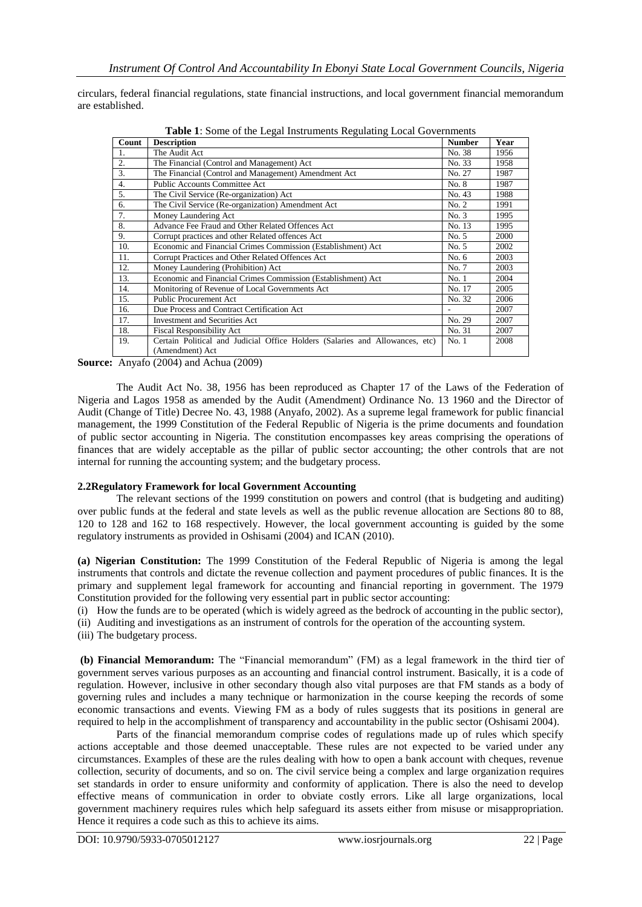circulars, federal financial regulations, state financial instructions, and local government financial memorandum are established.

**Table 1**: Some of the Legal Instruments Regulating Local Governments

| Count | Description | Number | Year |
|---|---|---|---|
| 1. | The Audit Act | No. 38 | 1956 |
| 2. | The Financial (Control and Management) Act | No. 33 | 1958 |
| 3. | The Financial (Control and Management) Amendment Act | No. 27 | 1987 |
| 4. | Public Accounts Committee Act | No. 8 | 1987 |
| 5. | The Civil Service (Re-organization) Act | No. 43 | 1988 |
| 6. | The Civil Service (Re-organization) Amendment Act | No. 2 | 1991 |
| 7. | Money Laundering Act | No. 3 | 1995 |
| 8. | Advance Fee Fraud and Other Related Offences Act | No. 13 | 1995 |
| 9. | Corrupt practices and other Related offences Act | No. 5 | 2000 |
| 10. | Economic and Financial Crimes Commission (Establishment) Act | No. 5 | 2002 |
| 11. | Corrupt Practices and Other Related Offences Act | No. 6 | 2003 |
| 12. | Money Laundering (Prohibition) Act | No. 7 | 2003 |
| 13. | Economic and Financial Crimes Commission (Establishment) Act | No. 1 | 2004 |
| 14. | Monitoring of Revenue of Local Governments Act | No. 17 | 2005 |
| 15. | Public Procurement Act | No. 32 | 2006 |
| 16. | Due Process and Contract Certification Act | - | 2007 |
| 17. | Investment and Securities Act | No. 29 | 2007 |
| 18. | Fiscal Responsibility Act | No. 31 | 2007 |
| 19. | Certain Political and Judicial Office Holders (Salaries and Allowances, etc) (Amendment) Act | No. 1 | 2008 |

**Source:** Anyafo (2004) and Achua (2009)

The Audit Act No. 38, 1956 has been reproduced as Chapter 17 of the Laws of the Federation of Nigeria and Lagos 1958 as amended by the Audit (Amendment) Ordinance No. 13 1960 and the Director of Audit (Change of Title) Decree No. 43, 1988 (Anyafo, 2002). As a supreme legal framework for public financial management, the 1999 Constitution of the Federal Republic of Nigeria is the prime documents and foundation of public sector accounting in Nigeria. The constitution encompasses key areas comprising the operations of finances that are widely acceptable as the pillar of public sector accounting; the other controls that are not internal for running the accounting system; and the budgetary process.

## 2.2Regulatory Framework for local Government Accounting

The relevant sections of the 1999 constitution on powers and control (that is budgeting and auditing) over public funds at the federal and state levels as well as the public revenue allocation are Sections 80 to 88, 120 to 128 and 162 to 168 respectively. However, the local government accounting is guided by the some regulatory instruments as provided in Oshisami (2004) and ICAN (2010).

**(a) Nigerian Constitution:** The 1999 Constitution of the Federal Republic of Nigeria is among the legal instruments that controls and dictate the revenue collection and payment procedures of public finances. It is the primary and supplement legal framework for accounting and financial reporting in government. The 1979 Constitution provided for the following very essential part in public sector accounting:

(i) How the funds are to be operated (which is widely agreed as the bedrock of accounting in the public sector),
(ii) Auditing and investigations as an instrument of controls for the operation of the accounting system.
(iii) The budgetary process.

**(b) Financial Memorandum:** The "Financial memorandum" (FM) as a legal framework in the third tier of government serves various purposes as an accounting and financial control instrument. Basically, it is a code of regulation. However, inclusive in other secondary though also vital purposes are that FM stands as a body of governing rules and includes a many technique or harmonization in the course keeping the records of some economic transactions and events. Viewing FM as a body of rules suggests that its positions in general are required to help in the accomplishment of transparency and accountability in the public sector (Oshisami 2004).

Parts of the financial memorandum comprise codes of regulations made up of rules which specify actions acceptable and those deemed unacceptable. These rules are not expected to be varied under any circumstances. Examples of these are the rules dealing with how to open a bank account with cheques, revenue collection, security of documents, and so on. The civil service being a complex and large organization requires set standards in order to ensure uniformity and conformity of application. There is also the need to develop effective means of communication in order to obviate costly errors. Like all large organizations, local government machinery requires rules which help safeguard its assets either from misuse or misappropriation. Hence it requires a code such as this to achieve its aims.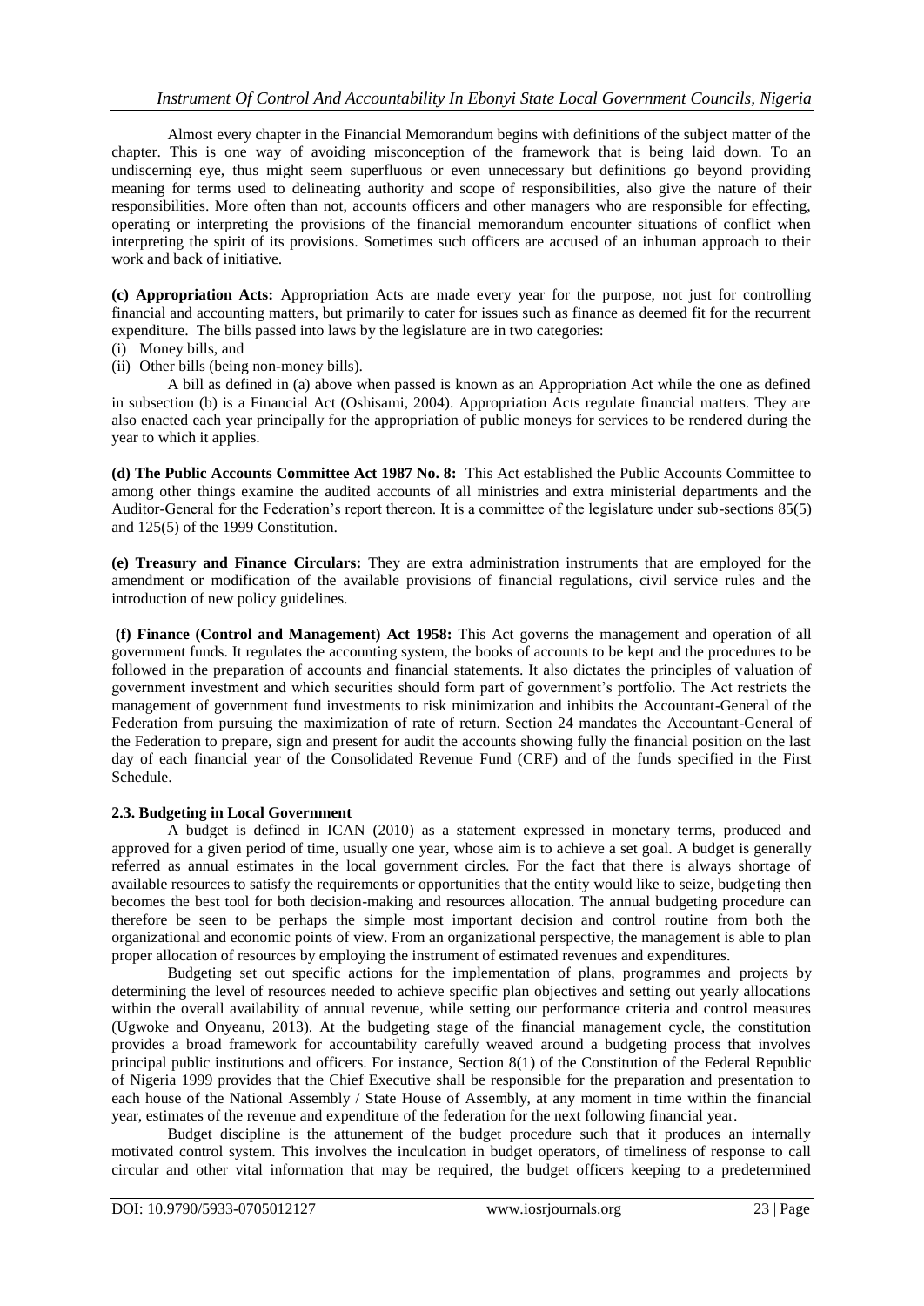Almost every chapter in the Financial Memorandum begins with definitions of the subject matter of the chapter. This is one way of avoiding misconception of the framework that is being laid down. To an undiscerning eye, thus might seem superfluous or even unnecessary but definitions go beyond providing meaning for terms used to delineating authority and scope of responsibilities, also give the nature of their responsibilities. More often than not, accounts officers and other managers who are responsible for effecting, operating or interpreting the provisions of the financial memorandum encounter situations of conflict when interpreting the spirit of its provisions. Sometimes such officers are accused of an inhuman approach to their work and back of initiative.

**(c) Appropriation Acts:** Appropriation Acts are made every year for the purpose, not just for controlling financial and accounting matters, but primarily to cater for issues such as finance as deemed fit for the recurrent expenditure. The bills passed into laws by the legislature are in two categories:

(i) Money bills, and
(ii) Other bills (being non-money bills).

A bill as defined in (a) above when passed is known as an Appropriation Act while the one as defined in subsection (b) is a Financial Act (Oshisami, 2004). Appropriation Acts regulate financial matters. They are also enacted each year principally for the appropriation of public moneys for services to be rendered during the year to which it applies.

**(d) The Public Accounts Committee Act 1987 No. 8:** This Act established the Public Accounts Committee to among other things examine the audited accounts of all ministries and extra ministerial departments and the Auditor-General for the Federation's report thereon. It is a committee of the legislature under sub-sections 85(5) and 125(5) of the 1999 Constitution.

**(e) Treasury and Finance Circulars:** They are extra administration instruments that are employed for the amendment or modification of the available provisions of financial regulations, civil service rules and the introduction of new policy guidelines.

**(f) Finance (Control and Management) Act 1958:** This Act governs the management and operation of all government funds. It regulates the accounting system, the books of accounts to be kept and the procedures to be followed in the preparation of accounts and financial statements. It also dictates the principles of valuation of government investment and which securities should form part of government's portfolio. The Act restricts the management of government fund investments to risk minimization and inhibits the Accountant-General of the Federation from pursuing the maximization of rate of return. Section 24 mandates the Accountant-General of the Federation to prepare, sign and present for audit the accounts showing fully the financial position on the last day of each financial year of the Consolidated Revenue Fund (CRF) and of the funds specified in the First Schedule.

### 2.3. Budgeting in Local Government

A budget is defined in ICAN (2010) as a statement expressed in monetary terms, produced and approved for a given period of time, usually one year, whose aim is to achieve a set goal. A budget is generally referred as annual estimates in the local government circles. For the fact that there is always shortage of available resources to satisfy the requirements or opportunities that the entity would like to seize, budgeting then becomes the best tool for both decision-making and resources allocation. The annual budgeting procedure can therefore be seen to be perhaps the simple most important decision and control routine from both the organizational and economic points of view. From an organizational perspective, the management is able to plan proper allocation of resources by employing the instrument of estimated revenues and expenditures.

Budgeting set out specific actions for the implementation of plans, programmes and projects by determining the level of resources needed to achieve specific plan objectives and setting out yearly allocations within the overall availability of annual revenue, while setting our performance criteria and control measures (Ugwoke and Onyeanu, 2013). At the budgeting stage of the financial management cycle, the constitution provides a broad framework for accountability carefully weaved around a budgeting process that involves principal public institutions and officers. For instance, Section 8(1) of the Constitution of the Federal Republic of Nigeria 1999 provides that the Chief Executive shall be responsible for the preparation and presentation to each house of the National Assembly / State House of Assembly, at any moment in time within the financial year, estimates of the revenue and expenditure of the federation for the next following financial year.

Budget discipline is the attunement of the budget procedure such that it produces an internally motivated control system. This involves the inculcation in budget operators, of timeliness of response to call circular and other vital information that may be required, the budget officers keeping to a predetermined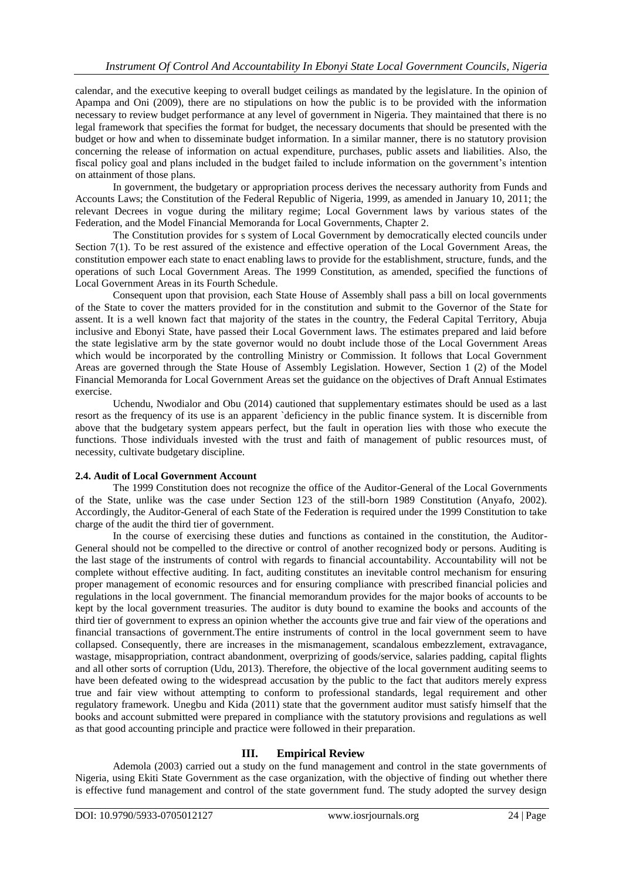calendar, and the executive keeping to overall budget ceilings as mandated by the legislature. In the opinion of Apampa and Oni (2009), there are no stipulations on how the public is to be provided with the information necessary to review budget performance at any level of government in Nigeria. They maintained that there is no legal framework that specifies the format for budget, the necessary documents that should be presented with the budget or how and when to disseminate budget information. In a similar manner, there is no statutory provision concerning the release of information on actual expenditure, purchases, public assets and liabilities. Also, the fiscal policy goal and plans included in the budget failed to include information on the government's intention on attainment of those plans.

In government, the budgetary or appropriation process derives the necessary authority from Funds and Accounts Laws; the Constitution of the Federal Republic of Nigeria, 1999, as amended in January 10, 2011; the relevant Decrees in vogue during the military regime; Local Government laws by various states of the Federation, and the Model Financial Memoranda for Local Governments, Chapter 2.

The Constitution provides for s system of Local Government by democratically elected councils under Section 7(1). To be rest assured of the existence and effective operation of the Local Government Areas, the constitution empower each state to enact enabling laws to provide for the establishment, structure, funds, and the operations of such Local Government Areas. The 1999 Constitution, as amended, specified the functions of Local Government Areas in its Fourth Schedule.

Consequent upon that provision, each State House of Assembly shall pass a bill on local governments of the State to cover the matters provided for in the constitution and submit to the Governor of the State for assent. It is a well known fact that majority of the states in the country, the Federal Capital Territory, Abuja inclusive and Ebonyi State, have passed their Local Government laws. The estimates prepared and laid before the state legislative arm by the state governor would no doubt include those of the Local Government Areas which would be incorporated by the controlling Ministry or Commission. It follows that Local Government Areas are governed through the State House of Assembly Legislation. However, Section 1 (2) of the Model Financial Memoranda for Local Government Areas set the guidance on the objectives of Draft Annual Estimates exercise.

Uchendu, Nwodialor and Obu (2014) cautioned that supplementary estimates should be used as a last resort as the frequency of its use is an apparent `deficiency in the public finance system. It is discernible from above that the budgetary system appears perfect, but the fault in operation lies with those who execute the functions. Those individuals invested with the trust and faith of management of public resources must, of necessity, cultivate budgetary discipline.

### 2.4. Audit of Local Government Account

The 1999 Constitution does not recognize the office of the Auditor-General of the Local Governments of the State, unlike was the case under Section 123 of the still-born 1989 Constitution (Anyafo, 2002). Accordingly, the Auditor-General of each State of the Federation is required under the 1999 Constitution to take charge of the audit the third tier of government.

In the course of exercising these duties and functions as contained in the constitution, the Auditor-General should not be compelled to the directive or control of another recognized body or persons. Auditing is the last stage of the instruments of control with regards to financial accountability. Accountability will not be complete without effective auditing. In fact, auditing constitutes an inevitable control mechanism for ensuring proper management of economic resources and for ensuring compliance with prescribed financial policies and regulations in the local government. The financial memorandum provides for the major books of accounts to be kept by the local government treasuries. The auditor is duty bound to examine the books and accounts of the third tier of government to express an opinion whether the accounts give true and fair view of the operations and financial transactions of government.The entire instruments of control in the local government seem to have collapsed. Consequently, there are increases in the mismanagement, scandalous embezzlement, extravagance, wastage, misappropriation, contract abandonment, overprizing of goods/service, salaries padding, capital flights and all other sorts of corruption (Udu, 2013). Therefore, the objective of the local government auditing seems to have been defeated owing to the widespread accusation by the public to the fact that auditors merely express true and fair view without attempting to conform to professional standards, legal requirement and other regulatory framework. Unegbu and Kida (2011) state that the government auditor must satisfy himself that the books and account submitted were prepared in compliance with the statutory provisions and regulations as well as that good accounting principle and practice were followed in their preparation.

## III. Empirical Review

Ademola (2003) carried out a study on the fund management and control in the state governments of Nigeria, using Ekiti State Government as the case organization, with the objective of finding out whether there is effective fund management and control of the state government fund. The study adopted the survey design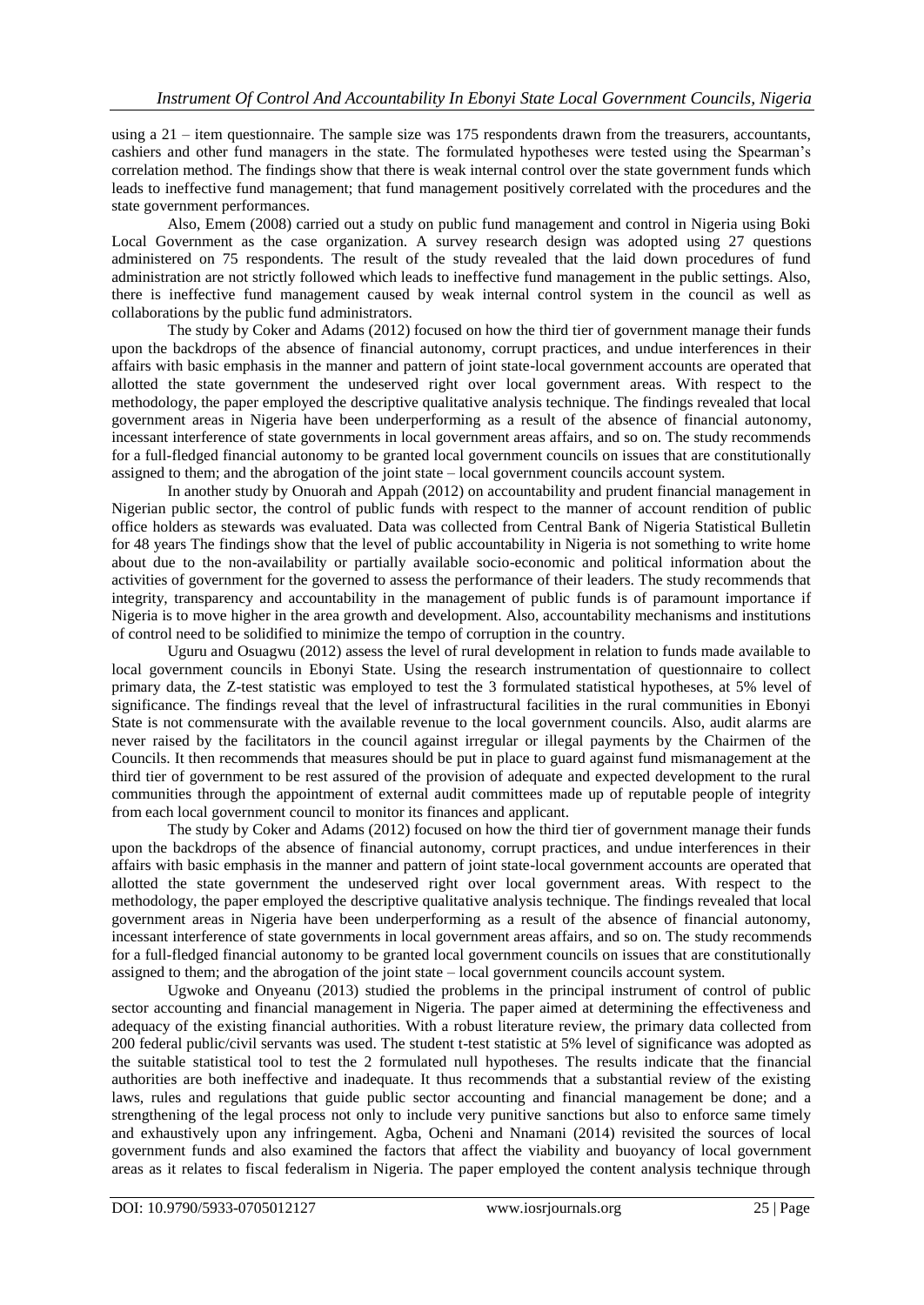using a 21 – item questionnaire. The sample size was 175 respondents drawn from the treasurers, accountants, cashiers and other fund managers in the state. The formulated hypotheses were tested using the Spearman's correlation method. The findings show that there is weak internal control over the state government funds which leads to ineffective fund management; that fund management positively correlated with the procedures and the state government performances.

Also, Emem (2008) carried out a study on public fund management and control in Nigeria using Boki Local Government as the case organization. A survey research design was adopted using 27 questions administered on 75 respondents. The result of the study revealed that the laid down procedures of fund administration are not strictly followed which leads to ineffective fund management in the public settings. Also, there is ineffective fund management caused by weak internal control system in the council as well as collaborations by the public fund administrators.

The study by Coker and Adams (2012) focused on how the third tier of government manage their funds upon the backdrops of the absence of financial autonomy, corrupt practices, and undue interferences in their affairs with basic emphasis in the manner and pattern of joint state-local government accounts are operated that allotted the state government the undeserved right over local government areas. With respect to the methodology, the paper employed the descriptive qualitative analysis technique. The findings revealed that local government areas in Nigeria have been underperforming as a result of the absence of financial autonomy, incessant interference of state governments in local government areas affairs, and so on. The study recommends for a full-fledged financial autonomy to be granted local government councils on issues that are constitutionally assigned to them; and the abrogation of the joint state – local government councils account system.

In another study by Onuorah and Appah (2012) on accountability and prudent financial management in Nigerian public sector, the control of public funds with respect to the manner of account rendition of public office holders as stewards was evaluated. Data was collected from Central Bank of Nigeria Statistical Bulletin for 48 years The findings show that the level of public accountability in Nigeria is not something to write home about due to the non-availability or partially available socio-economic and political information about the activities of government for the governed to assess the performance of their leaders. The study recommends that integrity, transparency and accountability in the management of public funds is of paramount importance if Nigeria is to move higher in the area growth and development. Also, accountability mechanisms and institutions of control need to be solidified to minimize the tempo of corruption in the country.

Uguru and Osuagwu (2012) assess the level of rural development in relation to funds made available to local government councils in Ebonyi State. Using the research instrumentation of questionnaire to collect primary data, the Z-test statistic was employed to test the 3 formulated statistical hypotheses, at 5% level of significance. The findings reveal that the level of infrastructural facilities in the rural communities in Ebonyi State is not commensurate with the available revenue to the local government councils. Also, audit alarms are never raised by the facilitators in the council against irregular or illegal payments by the Chairmen of the Councils. It then recommends that measures should be put in place to guard against fund mismanagement at the third tier of government to be rest assured of the provision of adequate and expected development to the rural communities through the appointment of external audit committees made up of reputable people of integrity from each local government council to monitor its finances and applicant.

The study by Coker and Adams (2012) focused on how the third tier of government manage their funds upon the backdrops of the absence of financial autonomy, corrupt practices, and undue interferences in their affairs with basic emphasis in the manner and pattern of joint state-local government accounts are operated that allotted the state government the undeserved right over local government areas. With respect to the methodology, the paper employed the descriptive qualitative analysis technique. The findings revealed that local government areas in Nigeria have been underperforming as a result of the absence of financial autonomy, incessant interference of state governments in local government areas affairs, and so on. The study recommends for a full-fledged financial autonomy to be granted local government councils on issues that are constitutionally assigned to them; and the abrogation of the joint state – local government councils account system.

Ugwoke and Onyeanu (2013) studied the problems in the principal instrument of control of public sector accounting and financial management in Nigeria. The paper aimed at determining the effectiveness and adequacy of the existing financial authorities. With a robust literature review, the primary data collected from 200 federal public/civil servants was used. The student t-test statistic at 5% level of significance was adopted as the suitable statistical tool to test the 2 formulated null hypotheses. The results indicate that the financial authorities are both ineffective and inadequate. It thus recommends that a substantial review of the existing laws, rules and regulations that guide public sector accounting and financial management be done; and a strengthening of the legal process not only to include very punitive sanctions but also to enforce same timely and exhaustively upon any infringement. Agba, Ocheni and Nnamani (2014) revisited the sources of local government funds and also examined the factors that affect the viability and buoyancy of local government areas as it relates to fiscal federalism in Nigeria. The paper employed the content analysis technique through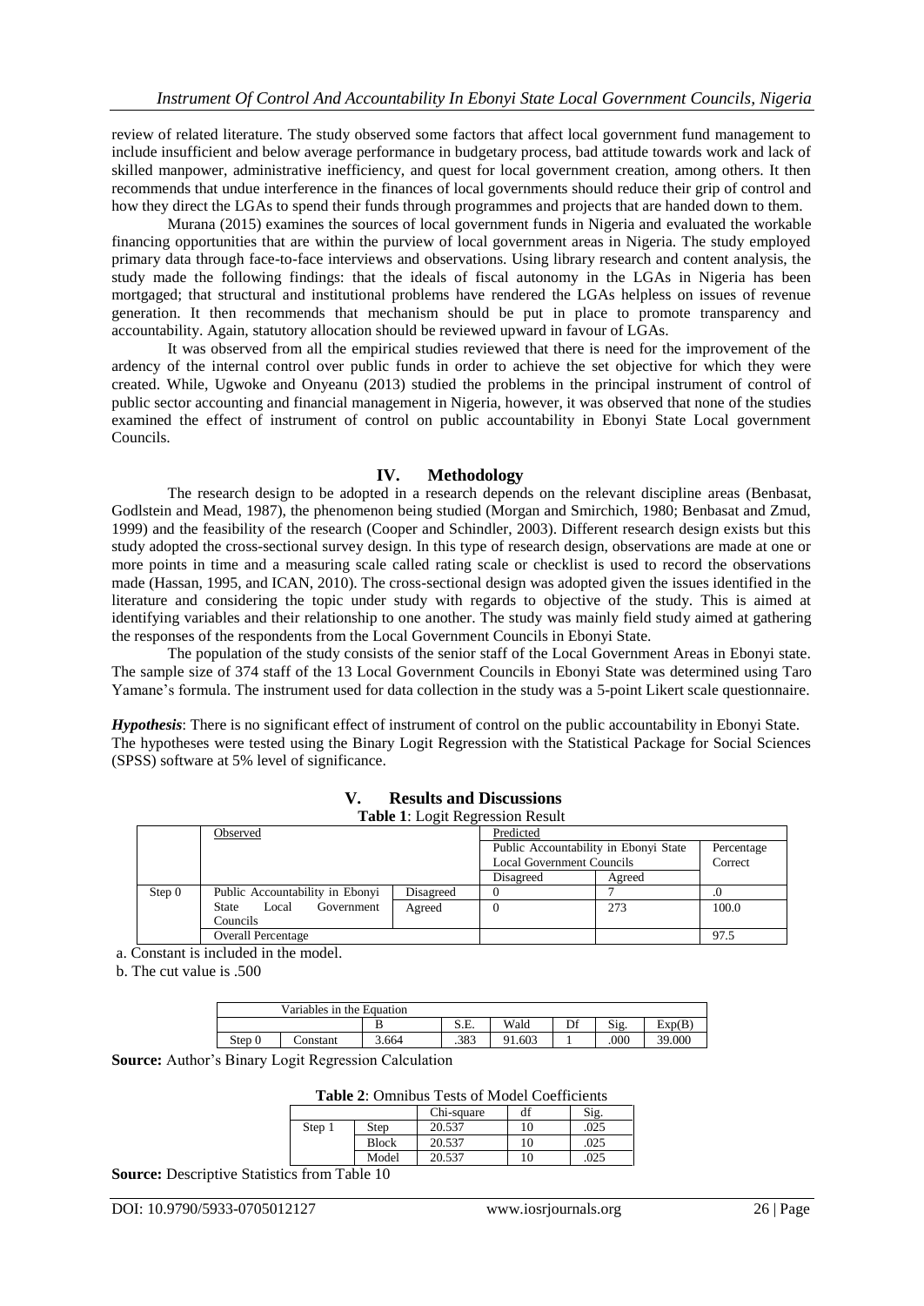review of related literature. The study observed some factors that affect local government fund management to include insufficient and below average performance in budgetary process, bad attitude towards work and lack of skilled manpower, administrative inefficiency, and quest for local government creation, among others. It then recommends that undue interference in the finances of local governments should reduce their grip of control and how they direct the LGAs to spend their funds through programmes and projects that are handed down to them.

Murana (2015) examines the sources of local government funds in Nigeria and evaluated the workable financing opportunities that are within the purview of local government areas in Nigeria. The study employed primary data through face-to-face interviews and observations. Using library research and content analysis, the study made the following findings: that the ideals of fiscal autonomy in the LGAs in Nigeria has been mortgaged; that structural and institutional problems have rendered the LGAs helpless on issues of revenue generation. It then recommends that mechanism should be put in place to promote transparency and accountability. Again, statutory allocation should be reviewed upward in favour of LGAs.

It was observed from all the empirical studies reviewed that there is need for the improvement of the ardency of the internal control over public funds in order to achieve the set objective for which they were created. While, Ugwoke and Onyeanu (2013) studied the problems in the principal instrument of control of public sector accounting and financial management in Nigeria, however, it was observed that none of the studies examined the effect of instrument of control on public accountability in Ebonyi State Local government Councils.

## IV. Methodology

The research design to be adopted in a research depends on the relevant discipline areas (Benbasat, Godlstein and Mead, 1987), the phenomenon being studied (Morgan and Smirchich, 1980; Benbasat and Zmud, 1999) and the feasibility of the research (Cooper and Schindler, 2003). Different research design exists but this study adopted the cross-sectional survey design. In this type of research design, observations are made at one or more points in time and a measuring scale called rating scale or checklist is used to record the observations made (Hassan, 1995, and ICAN, 2010). The cross-sectional design was adopted given the issues identified in the literature and considering the topic under study with regards to objective of the study. This is aimed at identifying variables and their relationship to one another. The study was mainly field study aimed at gathering the responses of the respondents from the Local Government Councils in Ebonyi State.

The population of the study consists of the senior staff of the Local Government Areas in Ebonyi state. The sample size of 374 staff of the 13 Local Government Councils in Ebonyi State was determined using Taro Yamane's formula. The instrument used for data collection in the study was a 5-point Likert scale questionnaire.

***Hypothesis***: There is no significant effect of instrument of control on the public accountability in Ebonyi State.
The hypotheses were tested using the Binary Logit Regression with the Statistical Package for Social Sciences (SPSS) software at 5% level of significance.

## V. Results and Discussions

**Table 1**: Logit Regression Result

| | Observed | | Predicted | | |
|---|---|---|---|---|---|
| | | | Public Accountability in Ebonyi State Local Government Councils | | Percentage Correct |
| | | | Disagreed | Agreed | |
| Step 0 | Public Accountability in Ebonyi State Local Government Councils | Disagreed | 0 | 7 | .0 |
| | | Agreed | 0 | 273 | 100.0 |
| | Overall Percentage | | | | 97.5 |

a. Constant is included in the model.

b. The cut value is .500

| Variables in the Equation | | | | | | | |
|---|---|---|---|---|---|---|---|
| | | B | S.E. | Wald | Df | Sig. | Exp(B) |
| Step 0 | Constant | 3.664 | .383 | 91.603 | 1 | .000 | 39.000 |

**Source:** Author's Binary Logit Regression Calculation

**Table 2**: Omnibus Tests of Model Coefficients

| | | Chi-square | df | Sig. |
|---|---|---|---|---|
| Step 1 | Step | 20.537 | 10 | .025 |
| | Block | 20.537 | 10 | .025 |
| | Model | 20.537 | 10 | .025 |

**Source:** Descriptive Statistics from Table 10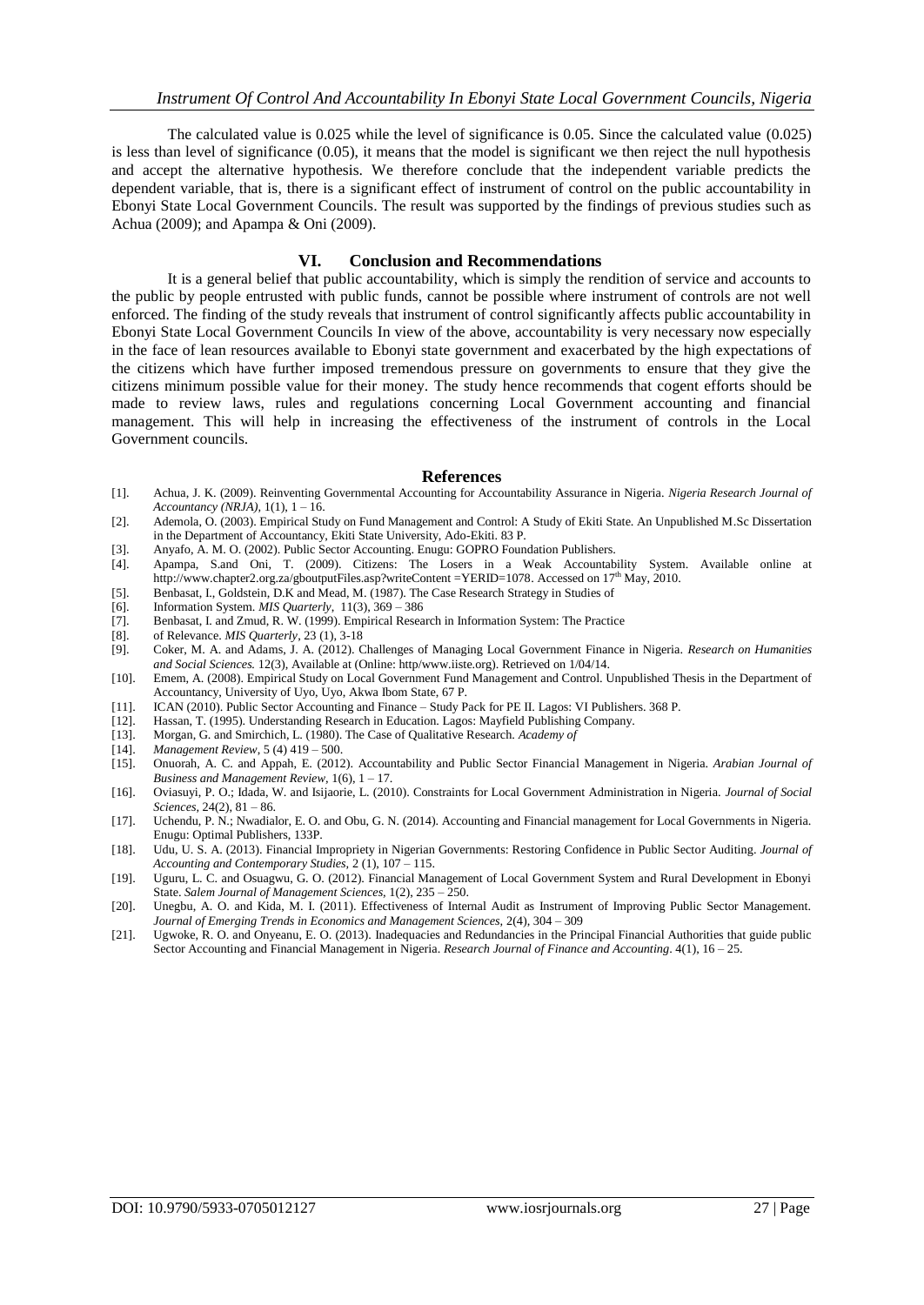The calculated value is 0.025 while the level of significance is 0.05. Since the calculated value (0.025) is less than level of significance (0.05), it means that the model is significant we then reject the null hypothesis and accept the alternative hypothesis. We therefore conclude that the independent variable predicts the dependent variable, that is, there is a significant effect of instrument of control on the public accountability in Ebonyi State Local Government Councils. The result was supported by the findings of previous studies such as Achua (2009); and Apampa & Oni (2009).

## VI. Conclusion and Recommendations

It is a general belief that public accountability, which is simply the rendition of service and accounts to the public by people entrusted with public funds, cannot be possible where instrument of controls are not well enforced. The finding of the study reveals that instrument of control significantly affects public accountability in Ebonyi State Local Government Councils In view of the above, accountability is very necessary now especially in the face of lean resources available to Ebonyi state government and exacerbated by the high expectations of the citizens which have further imposed tremendous pressure on governments to ensure that they give the citizens minimum possible value for their money. The study hence recommends that cogent efforts should be made to review laws, rules and regulations concerning Local Government accounting and financial management. This will help in increasing the effectiveness of the instrument of controls in the Local Government councils.

## References

[1]. Achua, J. K. (2009). Reinventing Governmental Accounting for Accountability Assurance in Nigeria. *Nigeria Research Journal of Accountancy (NRJA)*, 1(1), 1 – 16.

[2]. Ademola, O. (2003). Empirical Study on Fund Management and Control: A Study of Ekiti State. An Unpublished M.Sc Dissertation in the Department of Accountancy, Ekiti State University, Ado-Ekiti. 83 P.

[3]. Anyafo, A. M. O. (2002). Public Sector Accounting. Enugu: GOPRO Foundation Publishers.

[4]. Apampa, S.and Oni, T. (2009). Citizens: The Losers in a Weak Accountability System. Available online at http://www.chapter2.org.za/gboutputFiles.asp?writeContent =YERID=1078. Accessed on 17th May, 2010.

[5]. Benbasat, I., Goldstein, D.K and Mead, M. (1987). The Case Research Strategy in Studies of

[6]. Information System. *MIS Quarterly*, 11(3), 369 – 386

[7]. Benbasat, I. and Zmud, R. W. (1999). Empirical Research in Information System: The Practice

[8]. of Relevance. *MIS Quarterly*, 23 (1), 3-18

[9]. Coker, M. A. and Adams, J. A. (2012). Challenges of Managing Local Government Finance in Nigeria. *Research on Humanities and Social Sciences.* 12(3), Available at (Online: http/www.iiste.org). Retrieved on 1/04/14.

[10]. Emem, A. (2008). Empirical Study on Local Government Fund Management and Control. Unpublished Thesis in the Department of Accountancy, University of Uyo, Uyo, Akwa Ibom State, 67 P.

[11]. ICAN (2010). Public Sector Accounting and Finance – Study Pack for PE II. Lagos: VI Publishers. 368 P.

[12]. Hassan, T. (1995). Understanding Research in Education. Lagos: Mayfield Publishing Company.

[13]. Morgan, G. and Smirchich, L. (1980). The Case of Qualitative Research. *Academy of*

[14]. *Management Review*, 5 (4) 419 – 500.

[15]. Onuorah, A. C. and Appah, E. (2012). Accountability and Public Sector Financial Management in Nigeria. *Arabian Journal of Business and Management Review*, 1(6), 1 – 17.

[16]. Oviasuyi, P. O.; Idada, W. and Isijaorie, L. (2010). Constraints for Local Government Administration in Nigeria. *Journal of Social Sciences*, 24(2), 81 – 86.

[17]. Uchendu, P. N.; Nwadialor, E. O. and Obu, G. N. (2014). Accounting and Financial management for Local Governments in Nigeria. Enugu: Optimal Publishers, 133P.

[18]. Udu, U. S. A. (2013). Financial Impropriety in Nigerian Governments: Restoring Confidence in Public Sector Auditing. *Journal of Accounting and Contemporary Studies*, 2 (1), 107 – 115.

[19]. Uguru, L. C. and Osuagwu, G. O. (2012). Financial Management of Local Government System and Rural Development in Ebonyi State. *Salem Journal of Management Sciences*, 1(2), 235 – 250.

[20]. Unegbu, A. O. and Kida, M. I. (2011). Effectiveness of Internal Audit as Instrument of Improving Public Sector Management. *Journal of Emerging Trends in Economics and Management Sciences*, 2(4), 304 – 309

[21]. Ugwoke, R. O. and Onyeanu, E. O. (2013). Inadequacies and Redundancies in the Principal Financial Authorities that guide public Sector Accounting and Financial Management in Nigeria. *Research Journal of Finance and Accounting*. 4(1), 16 – 25.